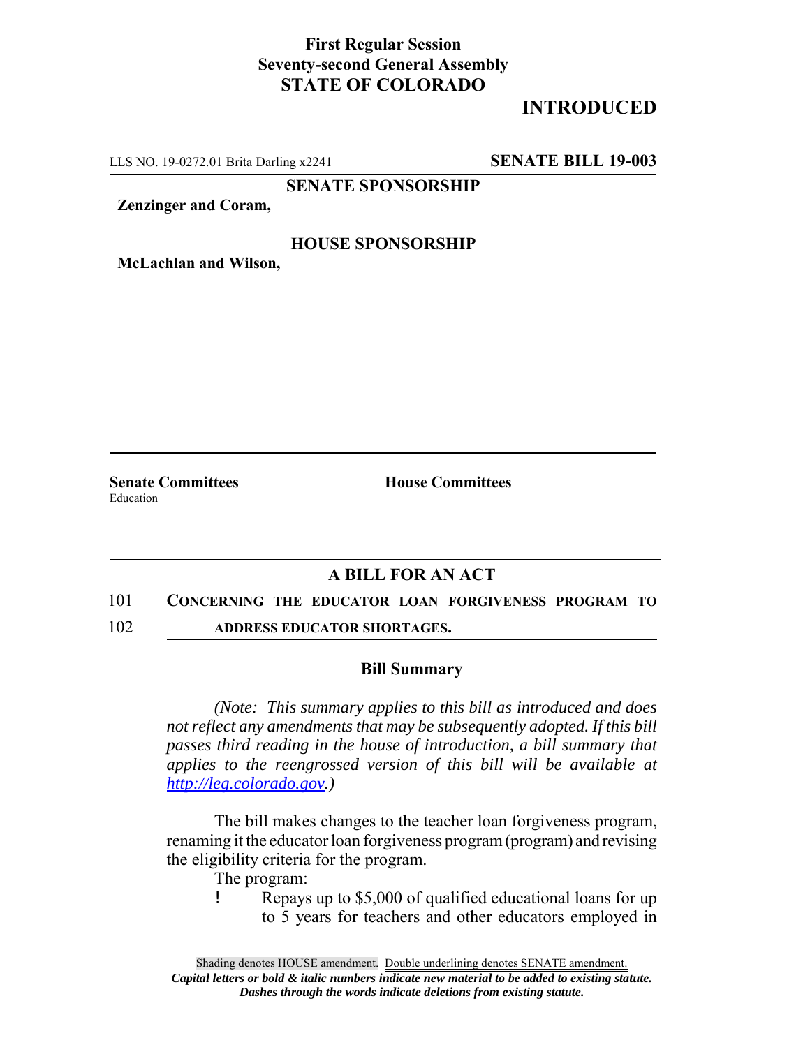**First Regular Session**
**Seventy-second General Assembly**
**STATE OF COLORADO**

# INTRODUCED

LLS NO. 19-0272.01 Brita Darling x2241 **SENATE BILL 19-003**

**SENATE SPONSORSHIP**

**Zenzinger and Coram,**

**HOUSE SPONSORSHIP**

**McLachlan and Wilson,**

**Senate Committees**
Education

**House Committees**

## A BILL FOR AN ACT

101 **CONCERNING THE EDUCATOR LOAN FORGIVENESS PROGRAM TO**

102 **ADDRESS EDUCATOR SHORTAGES.**

### Bill Summary

*(Note: This summary applies to this bill as introduced and does not reflect any amendments that may be subsequently adopted. If this bill passes third reading in the house of introduction, a bill summary that applies to the reengrossed version of this bill will be available at http://leg.colorado.gov.)*

The bill makes changes to the teacher loan forgiveness program, renaming it the educator loan forgiveness program (program) and revising the eligibility criteria for the program.

The program:

- Repays up to $5,000 of qualified educational loans for up to 5 years for teachers and other educators employed in

Shading denotes HOUSE amendment. Double underlining denotes SENATE amendment.
***Capital letters or bold & italic numbers indicate new material to be added to existing statute.***
***Dashes through the words indicate deletions from existing statute.***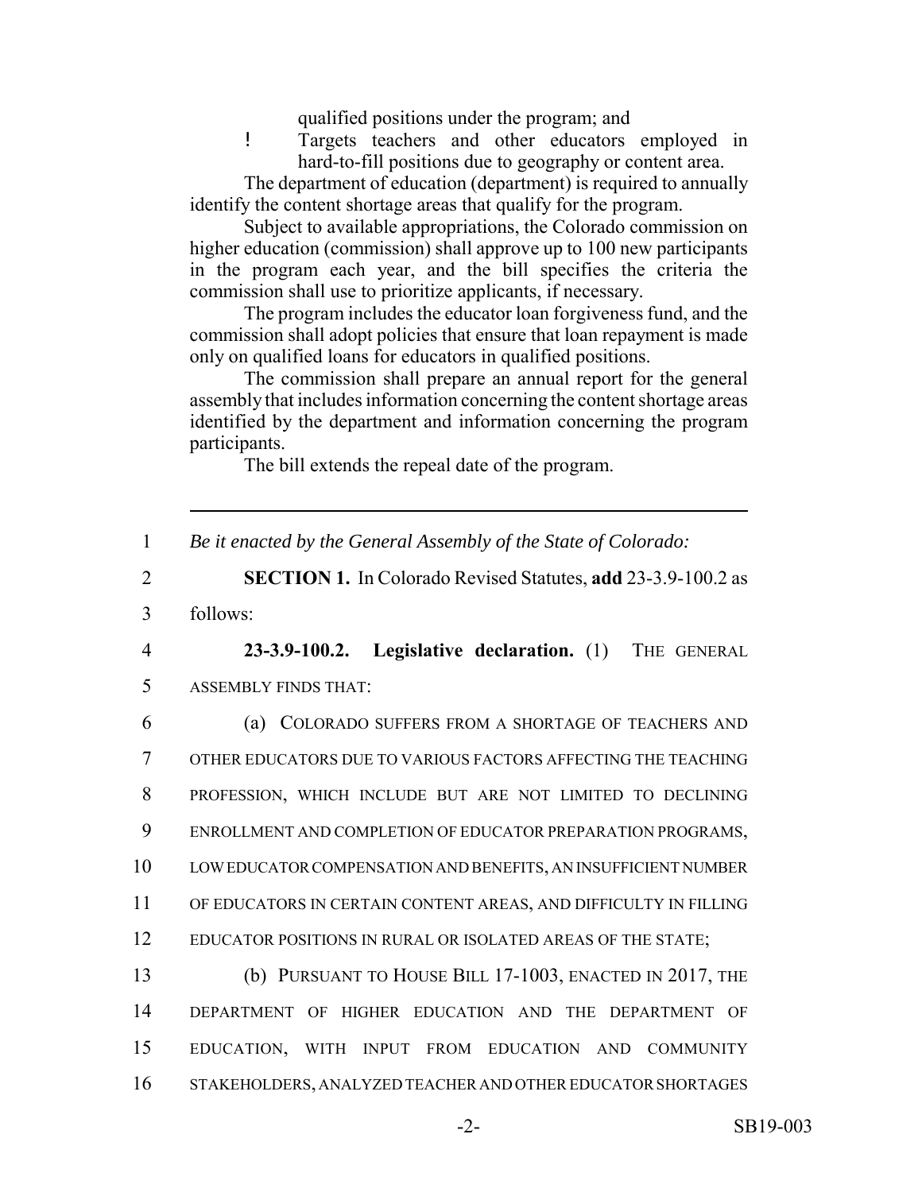qualified positions under the program; and

- Targets teachers and other educators employed in hard-to-fill positions due to geography or content area.

The department of education (department) is required to annually identify the content shortage areas that qualify for the program.

Subject to available appropriations, the Colorado commission on higher education (commission) shall approve up to 100 new participants in the program each year, and the bill specifies the criteria the commission shall use to prioritize applicants, if necessary.

The program includes the educator loan forgiveness fund, and the commission shall adopt policies that ensure that loan repayment is made only on qualified loans for educators in qualified positions.

The commission shall prepare an annual report for the general assembly that includes information concerning the content shortage areas identified by the department and information concerning the program participants.

The bill extends the repeal date of the program.

---

1 *Be it enacted by the General Assembly of the State of Colorado:*

2 **SECTION 1.** In Colorado Revised Statutes, **add** 23-3.9-100.2 as
3 follows:

4 **23-3.9-100.2. Legislative declaration.** (1) THE GENERAL
5 ASSEMBLY FINDS THAT:

6 (a) COLORADO SUFFERS FROM A SHORTAGE OF TEACHERS AND
7 OTHER EDUCATORS DUE TO VARIOUS FACTORS AFFECTING THE TEACHING
8 PROFESSION, WHICH INCLUDE BUT ARE NOT LIMITED TO DECLINING
9 ENROLLMENT AND COMPLETION OF EDUCATOR PREPARATION PROGRAMS,
10 LOW EDUCATOR COMPENSATION AND BENEFITS, AN INSUFFICIENT NUMBER
11 OF EDUCATORS IN CERTAIN CONTENT AREAS, AND DIFFICULTY IN FILLING
12 EDUCATOR POSITIONS IN RURAL OR ISOLATED AREAS OF THE STATE;

13 (b) PURSUANT TO HOUSE BILL 17-1003, ENACTED IN 2017, THE
14 DEPARTMENT OF HIGHER EDUCATION AND THE DEPARTMENT OF
15 EDUCATION, WITH INPUT FROM EDUCATION AND COMMUNITY
16 STAKEHOLDERS, ANALYZED TEACHER AND OTHER EDUCATOR SHORTAGES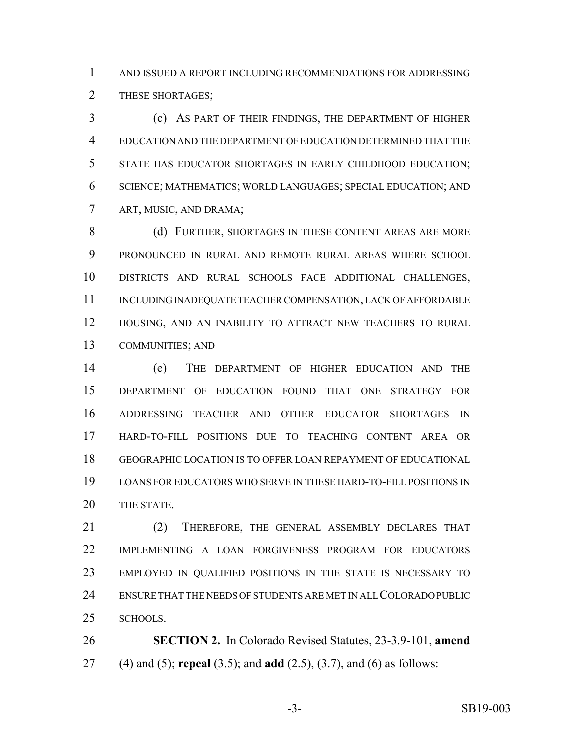AND ISSUED A REPORT INCLUDING RECOMMENDATIONS FOR ADDRESSING THESE SHORTAGES;

(c) AS PART OF THEIR FINDINGS, THE DEPARTMENT OF HIGHER EDUCATION AND THE DEPARTMENT OF EDUCATION DETERMINED THAT THE STATE HAS EDUCATOR SHORTAGES IN EARLY CHILDHOOD EDUCATION; SCIENCE; MATHEMATICS; WORLD LANGUAGES; SPECIAL EDUCATION; AND ART, MUSIC, AND DRAMA;

(d) FURTHER, SHORTAGES IN THESE CONTENT AREAS ARE MORE PRONOUNCED IN RURAL AND REMOTE RURAL AREAS WHERE SCHOOL DISTRICTS AND RURAL SCHOOLS FACE ADDITIONAL CHALLENGES, INCLUDING INADEQUATE TEACHER COMPENSATION, LACK OF AFFORDABLE HOUSING, AND AN INABILITY TO ATTRACT NEW TEACHERS TO RURAL COMMUNITIES; AND

(e) THE DEPARTMENT OF HIGHER EDUCATION AND THE DEPARTMENT OF EDUCATION FOUND THAT ONE STRATEGY FOR ADDRESSING TEACHER AND OTHER EDUCATOR SHORTAGES IN HARD-TO-FILL POSITIONS DUE TO TEACHING CONTENT AREA OR GEOGRAPHIC LOCATION IS TO OFFER LOAN REPAYMENT OF EDUCATIONAL LOANS FOR EDUCATORS WHO SERVE IN THESE HARD-TO-FILL POSITIONS IN THE STATE.

(2) THEREFORE, THE GENERAL ASSEMBLY DECLARES THAT IMPLEMENTING A LOAN FORGIVENESS PROGRAM FOR EDUCATORS EMPLOYED IN QUALIFIED POSITIONS IN THE STATE IS NECESSARY TO ENSURE THAT THE NEEDS OF STUDENTS ARE MET IN ALL COLORADO PUBLIC SCHOOLS.

**SECTION 2.** In Colorado Revised Statutes, 23-3.9-101, **amend** (4) and (5); **repeal** (3.5); and **add** (2.5), (3.7), and (6) as follows: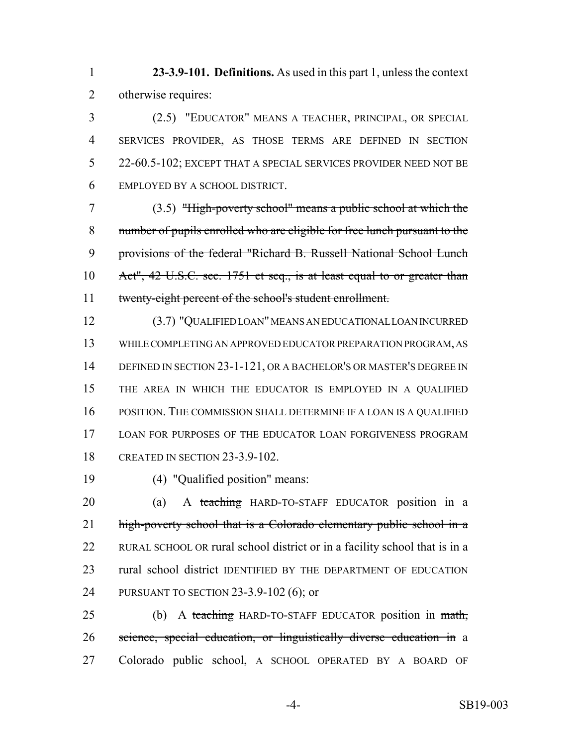**23-3.9-101. Definitions.** As used in this part 1, unless the context otherwise requires:

(2.5) "EDUCATOR" MEANS A TEACHER, PRINCIPAL, OR SPECIAL SERVICES PROVIDER, AS THOSE TERMS ARE DEFINED IN SECTION 22-60.5-102; EXCEPT THAT A SPECIAL SERVICES PROVIDER NEED NOT BE EMPLOYED BY A SCHOOL DISTRICT.

(3.5) ~~"High-poverty school" means a public school at which the number of pupils enrolled who are eligible for free lunch pursuant to the provisions of the federal "Richard B. Russell National School Lunch Act", 42 U.S.C. sec. 1751 et seq., is at least equal to or greater than twenty-eight percent of the school's student enrollment.~~

(3.7) "QUALIFIED LOAN" MEANS AN EDUCATIONAL LOAN INCURRED WHILE COMPLETING AN APPROVED EDUCATOR PREPARATION PROGRAM, AS DEFINED IN SECTION 23-1-121, OR A BACHELOR'S OR MASTER'S DEGREE IN THE AREA IN WHICH THE EDUCATOR IS EMPLOYED IN A QUALIFIED POSITION. THE COMMISSION SHALL DETERMINE IF A LOAN IS A QUALIFIED LOAN FOR PURPOSES OF THE EDUCATOR LOAN FORGIVENESS PROGRAM CREATED IN SECTION 23-3.9-102.

(4) "Qualified position" means:

(a) A ~~teaching~~ HARD-TO-STAFF EDUCATOR position in a ~~high-poverty school that is a Colorado elementary public school in a~~ RURAL SCHOOL OR rural school district or in a facility school that is in a rural school district IDENTIFIED BY THE DEPARTMENT OF EDUCATION PURSUANT TO SECTION 23-3.9-102 (6); or

(b) A ~~teaching~~ HARD-TO-STAFF EDUCATOR position in ~~math, science, special education, or linguistically diverse education in~~ a Colorado public school, A SCHOOL OPERATED BY A BOARD OF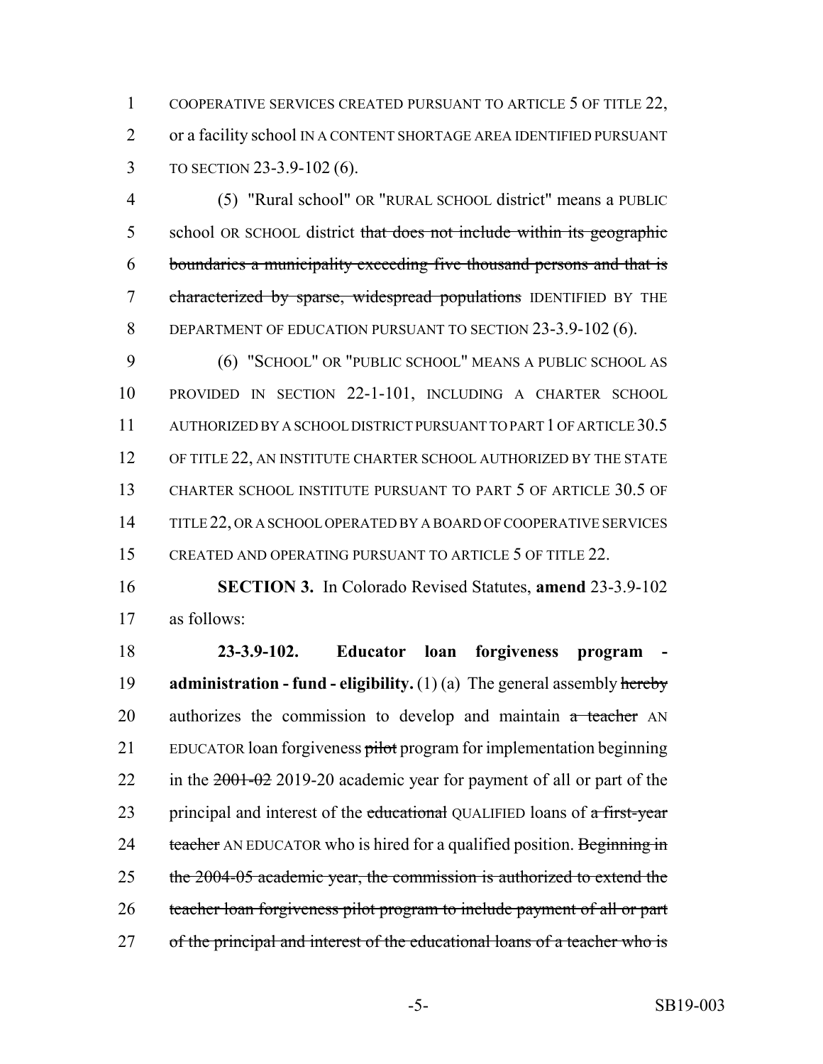COOPERATIVE SERVICES CREATED PURSUANT TO ARTICLE 5 OF TITLE 22, or a facility school IN A CONTENT SHORTAGE AREA IDENTIFIED PURSUANT TO SECTION 23-3.9-102 (6).

(5) "Rural school" OR "RURAL SCHOOL district" means a PUBLIC school OR SCHOOL district ~~that does not include within its geographic boundaries a municipality exceeding five thousand persons and that is characterized by sparse, widespread populations~~ IDENTIFIED BY THE DEPARTMENT OF EDUCATION PURSUANT TO SECTION 23-3.9-102 (6).

(6) "SCHOOL" OR "PUBLIC SCHOOL" MEANS A PUBLIC SCHOOL AS PROVIDED IN SECTION 22-1-101, INCLUDING A CHARTER SCHOOL AUTHORIZED BY A SCHOOL DISTRICT PURSUANT TO PART 1 OF ARTICLE 30.5 OF TITLE 22, AN INSTITUTE CHARTER SCHOOL AUTHORIZED BY THE STATE CHARTER SCHOOL INSTITUTE PURSUANT TO PART 5 OF ARTICLE 30.5 OF TITLE 22, OR A SCHOOL OPERATED BY A BOARD OF COOPERATIVE SERVICES CREATED AND OPERATING PURSUANT TO ARTICLE 5 OF TITLE 22.

**SECTION 3.** In Colorado Revised Statutes, **amend** 23-3.9-102 as follows:

**23-3.9-102. Educator loan forgiveness program - administration - fund - eligibility.** (1) (a) The general assembly ~~hereby~~ authorizes the commission to develop and maintain ~~a teacher~~ AN EDUCATOR loan forgiveness ~~pilot~~ program for implementation beginning in the ~~2001-02~~ 2019-20 academic year for payment of all or part of the principal and interest of the ~~educational~~ QUALIFIED loans of ~~a first-year teacher~~ AN EDUCATOR who is hired for a qualified position. ~~Beginning in the 2004-05 academic year, the commission is authorized to extend the teacher loan forgiveness pilot program to include payment of all or part of the principal and interest of the educational loans of a teacher who is~~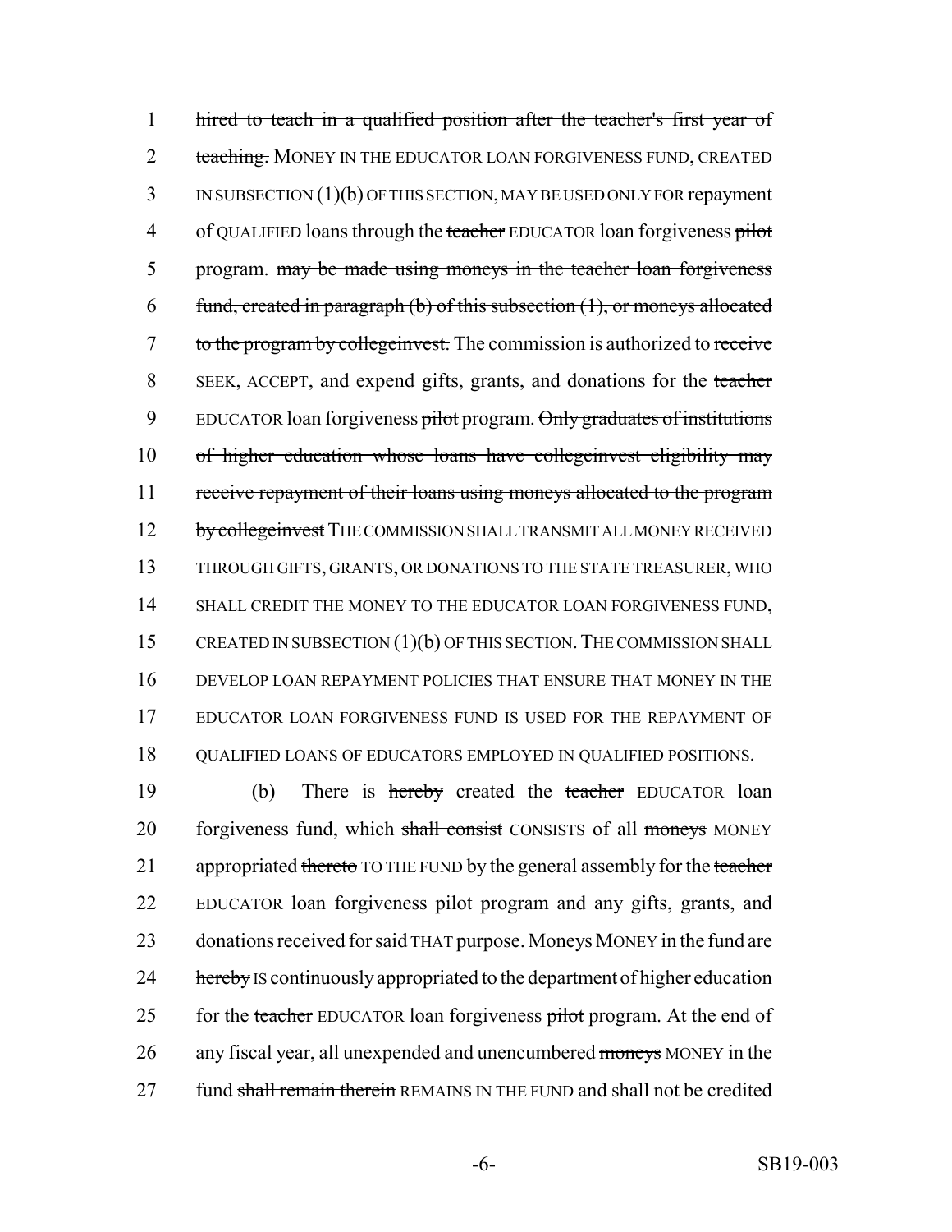hired to teach in a qualified position after the teacher's first year of teaching. MONEY IN THE EDUCATOR LOAN FORGIVENESS FUND, CREATED IN SUBSECTION (1)(b) OF THIS SECTION, MAY BE USED ONLY FOR repayment of QUALIFIED loans through the teacher EDUCATOR loan forgiveness pilot program. may be made using moneys in the teacher loan forgiveness fund, created in paragraph (b) of this subsection (1), or moneys allocated to the program by collegeinvest. The commission is authorized to receive SEEK, ACCEPT, and expend gifts, grants, and donations for the teacher EDUCATOR loan forgiveness pilot program. Only graduates of institutions of higher education whose loans have collegeinvest eligibility may receive repayment of their loans using moneys allocated to the program by collegeinvest THE COMMISSION SHALL TRANSMIT ALL MONEY RECEIVED THROUGH GIFTS, GRANTS, OR DONATIONS TO THE STATE TREASURER, WHO SHALL CREDIT THE MONEY TO THE EDUCATOR LOAN FORGIVENESS FUND, CREATED IN SUBSECTION (1)(b) OF THIS SECTION. THE COMMISSION SHALL DEVELOP LOAN REPAYMENT POLICIES THAT ENSURE THAT MONEY IN THE EDUCATOR LOAN FORGIVENESS FUND IS USED FOR THE REPAYMENT OF QUALIFIED LOANS OF EDUCATORS EMPLOYED IN QUALIFIED POSITIONS.

(b) There is hereby created the teacher EDUCATOR loan forgiveness fund, which shall consist CONSISTS of all moneys MONEY appropriated thereto TO THE FUND by the general assembly for the teacher EDUCATOR loan forgiveness pilot program and any gifts, grants, and donations received for said THAT purpose. Moneys MONEY in the fund are hereby IS continuously appropriated to the department of higher education for the teacher EDUCATOR loan forgiveness pilot program. At the end of any fiscal year, all unexpended and unencumbered moneys MONEY in the fund shall remain therein REMAINS IN THE FUND and shall not be credited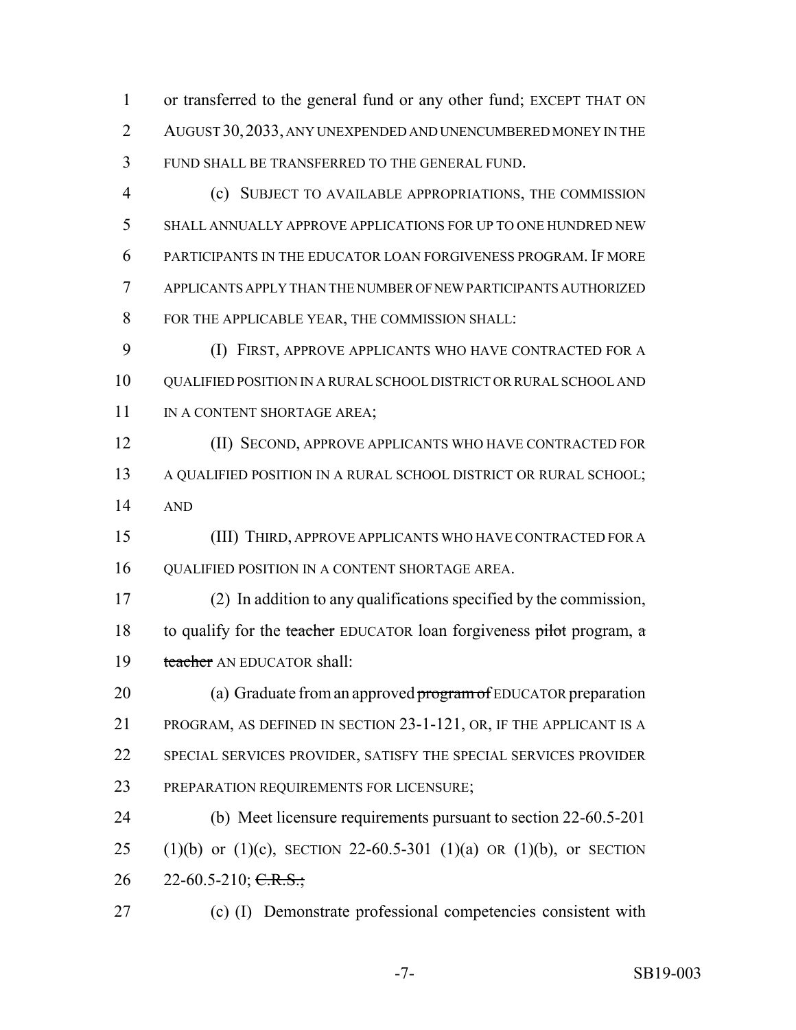1 or transferred to the general fund or any other fund; EXCEPT THAT ON
2 AUGUST 30, 2033, ANY UNEXPENDED AND UNENCUMBERED MONEY IN THE
3 FUND SHALL BE TRANSFERRED TO THE GENERAL FUND.

4 (c) SUBJECT TO AVAILABLE APPROPRIATIONS, THE COMMISSION
5 SHALL ANNUALLY APPROVE APPLICATIONS FOR UP TO ONE HUNDRED NEW
6 PARTICIPANTS IN THE EDUCATOR LOAN FORGIVENESS PROGRAM. IF MORE
7 APPLICANTS APPLY THAN THE NUMBER OF NEW PARTICIPANTS AUTHORIZED
8 FOR THE APPLICABLE YEAR, THE COMMISSION SHALL:

9 (I) FIRST, APPROVE APPLICANTS WHO HAVE CONTRACTED FOR A
10 QUALIFIED POSITION IN A RURAL SCHOOL DISTRICT OR RURAL SCHOOL AND
11 IN A CONTENT SHORTAGE AREA;

12 (II) SECOND, APPROVE APPLICANTS WHO HAVE CONTRACTED FOR
13 A QUALIFIED POSITION IN A RURAL SCHOOL DISTRICT OR RURAL SCHOOL;
14 AND

15 (III) THIRD, APPROVE APPLICANTS WHO HAVE CONTRACTED FOR A
16 QUALIFIED POSITION IN A CONTENT SHORTAGE AREA.

17 (2) In addition to any qualifications specified by the commission,
18 to qualify for the ~~teacher~~ EDUCATOR loan forgiveness ~~pilot~~ program, ~~a~~
19 ~~teacher~~ AN EDUCATOR shall:

20 (a) Graduate from an approved ~~program of~~ EDUCATOR preparation
21 PROGRAM, AS DEFINED IN SECTION 23-1-121, OR, IF THE APPLICANT IS A
22 SPECIAL SERVICES PROVIDER, SATISFY THE SPECIAL SERVICES PROVIDER
23 PREPARATION REQUIREMENTS FOR LICENSURE;

24 (b) Meet licensure requirements pursuant to section 22-60.5-201
25 (1)(b) or (1)(c), SECTION 22-60.5-301 (1)(a) OR (1)(b), or SECTION
26 22-60.5-210; ~~C.R.S.;~~

27 (c) (I) Demonstrate professional competencies consistent with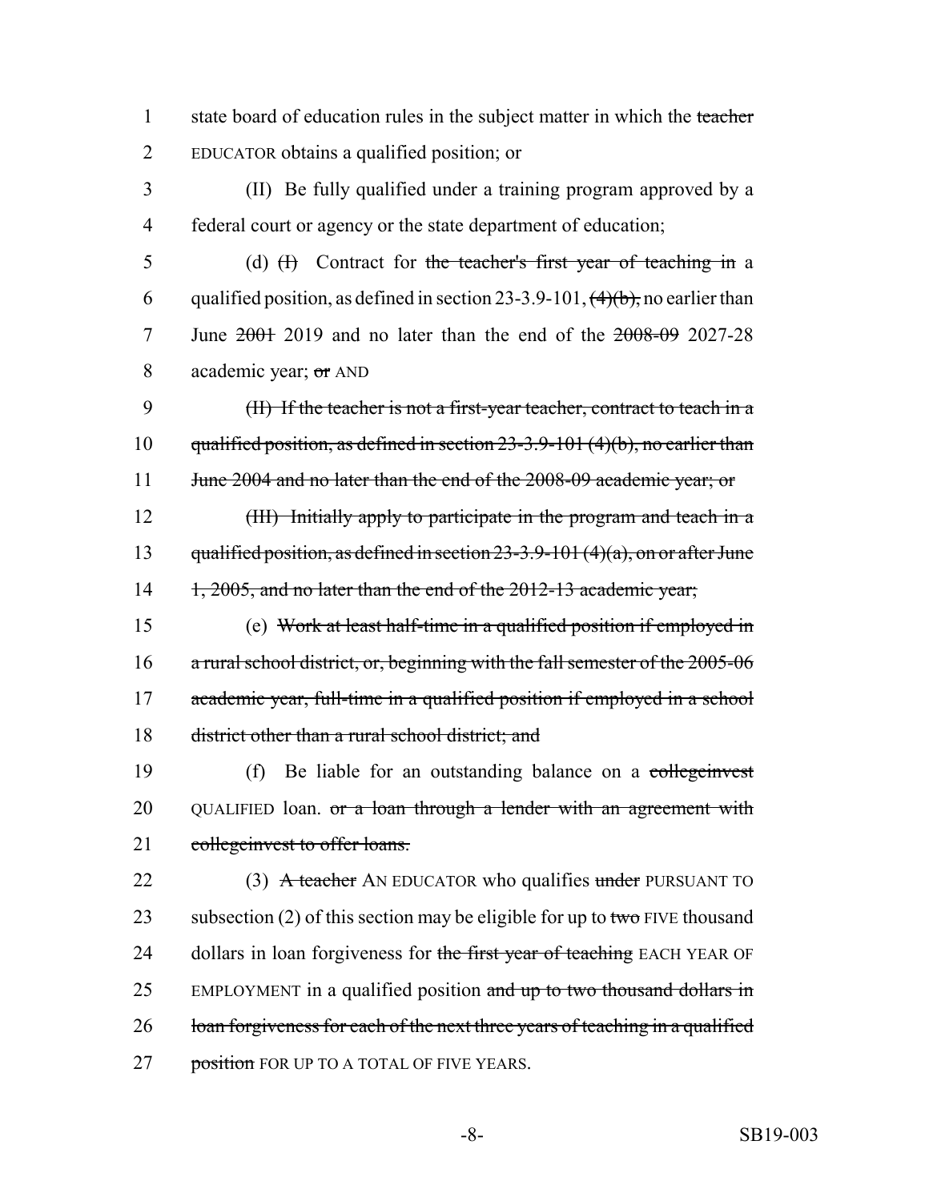state board of education rules in the subject matter in which the ~~teacher~~ EDUCATOR obtains a qualified position; or

(II) Be fully qualified under a training program approved by a federal court or agency or the state department of education;

(d) ~~(I)~~ Contract for ~~the teacher's first year of teaching in~~ a qualified position, as defined in section 23-3.9-101, ~~(4)(b),~~ no earlier than June ~~2001~~ 2019 and no later than the end of the ~~2008-09~~ 2027-28 academic year; ~~or~~ AND

~~(II) If the teacher is not a first-year teacher, contract to teach in a qualified position, as defined in section 23-3.9-101 (4)(b), no earlier than June 2004 and no later than the end of the 2008-09 academic year; or~~

~~(III) Initially apply to participate in the program and teach in a qualified position, as defined in section 23-3.9-101 (4)(a), on or after June 1, 2005, and no later than the end of the 2012-13 academic year;~~

(e) ~~Work at least half-time in a qualified position if employed in a rural school district, or, beginning with the fall semester of the 2005-06 academic year, full-time in a qualified position if employed in a school district other than a rural school district; and~~

(f) Be liable for an outstanding balance on a ~~collegeinvest~~ QUALIFIED loan. ~~or a loan through a lender with an agreement with collegeinvest to offer loans.~~

(3) ~~A teacher~~ AN EDUCATOR who qualifies ~~under~~ PURSUANT TO subsection (2) of this section may be eligible for up to ~~two~~ FIVE thousand dollars in loan forgiveness for ~~the first year of teaching~~ EACH YEAR OF EMPLOYMENT in a qualified position ~~and up to two thousand dollars in loan forgiveness for each of the next three years of teaching in a qualified position~~ FOR UP TO A TOTAL OF FIVE YEARS.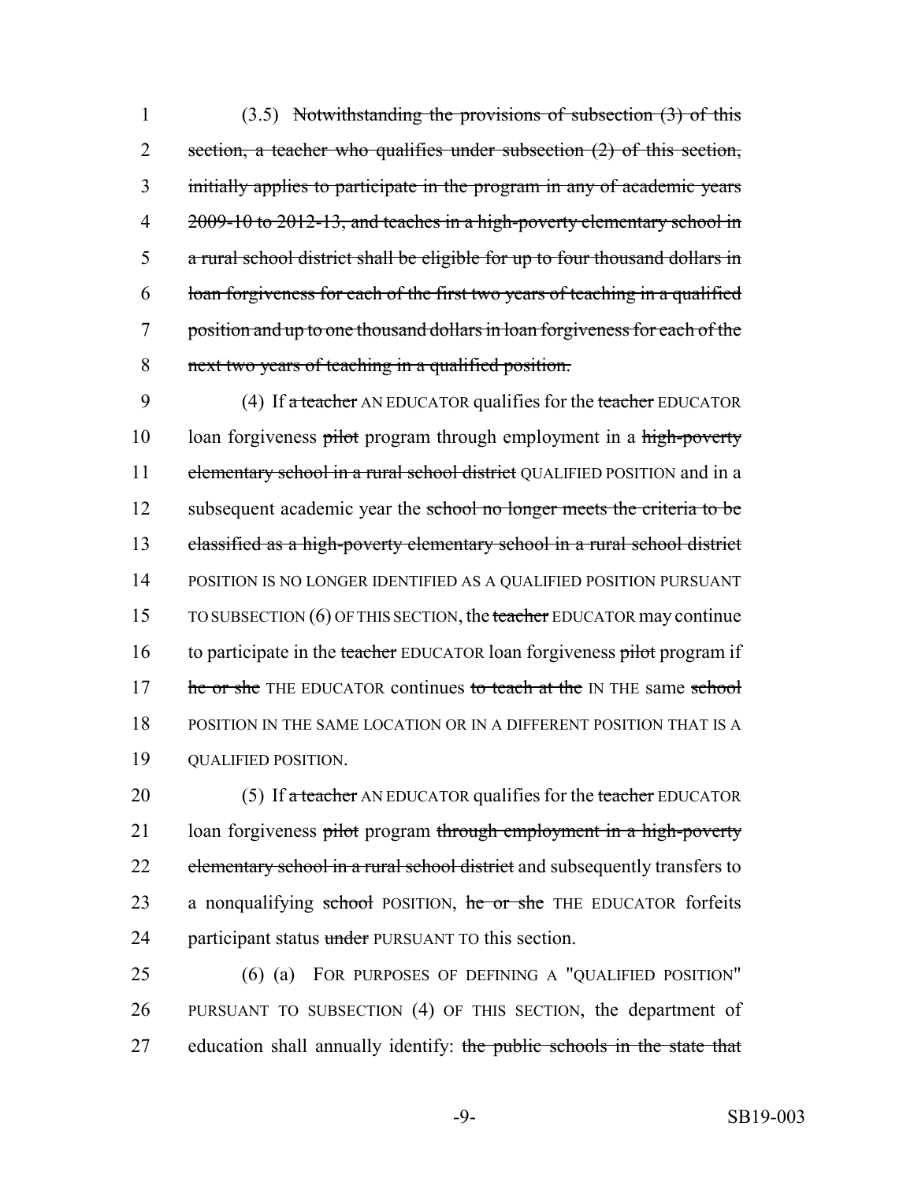(3.5) ~~Notwithstanding the provisions of subsection (3) of this section, a teacher who qualifies under subsection (2) of this section, initially applies to participate in the program in any of academic years 2009-10 to 2012-13, and teaches in a high-poverty elementary school in a rural school district shall be eligible for up to four thousand dollars in loan forgiveness for each of the first two years of teaching in a qualified position and up to one thousand dollars in loan forgiveness for each of the next two years of teaching in a qualified position.~~

(4) If ~~a teacher~~ AN EDUCATOR qualifies for the ~~teacher~~ EDUCATOR loan forgiveness ~~pilot~~ program through employment in a ~~high-poverty elementary school in a rural school district~~ QUALIFIED POSITION and in a subsequent academic year the ~~school no longer meets the criteria to be classified as a high-poverty elementary school in a rural school district~~ POSITION IS NO LONGER IDENTIFIED AS A QUALIFIED POSITION PURSUANT TO SUBSECTION (6) OF THIS SECTION, the ~~teacher~~ EDUCATOR may continue to participate in the ~~teacher~~ EDUCATOR loan forgiveness ~~pilot~~ program if ~~he or she~~ THE EDUCATOR continues ~~to teach at the~~ IN THE same ~~school~~ POSITION IN THE SAME LOCATION OR IN A DIFFERENT POSITION THAT IS A QUALIFIED POSITION.

(5) If ~~a teacher~~ AN EDUCATOR qualifies for the ~~teacher~~ EDUCATOR loan forgiveness ~~pilot~~ program ~~through employment in a high-poverty elementary school in a rural school district~~ and subsequently transfers to a nonqualifying ~~school~~ POSITION, ~~he or she~~ THE EDUCATOR forfeits participant status ~~under~~ PURSUANT TO this section.

(6) (a) FOR PURPOSES OF DEFINING A "QUALIFIED POSITION" PURSUANT TO SUBSECTION (4) OF THIS SECTION, the department of education shall annually identify: ~~the public schools in the state that~~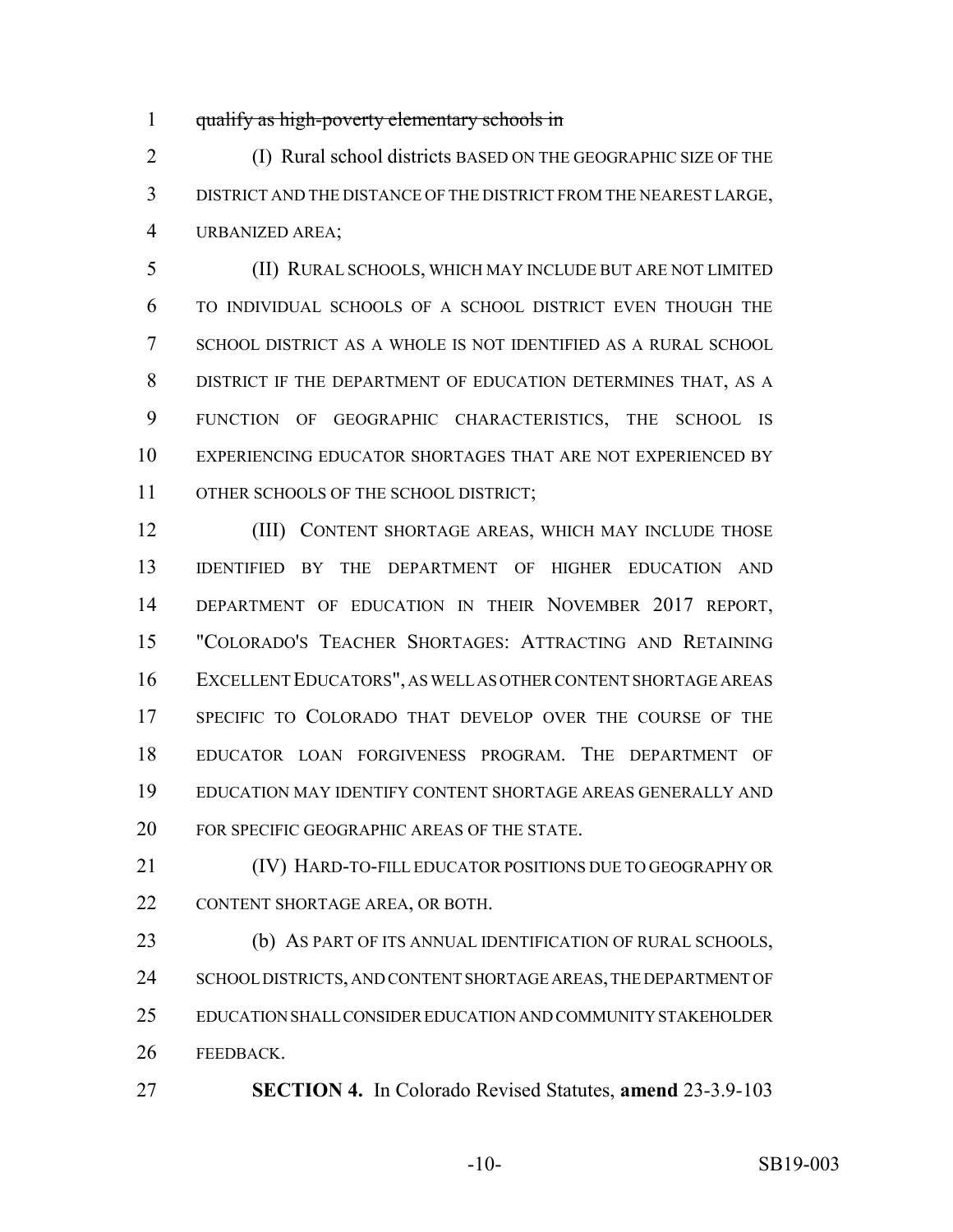~~qualify as high-poverty elementary schools in~~

(I) Rural school districts BASED ON THE GEOGRAPHIC SIZE OF THE DISTRICT AND THE DISTANCE OF THE DISTRICT FROM THE NEAREST LARGE, URBANIZED AREA;

(II) RURAL SCHOOLS, WHICH MAY INCLUDE BUT ARE NOT LIMITED TO INDIVIDUAL SCHOOLS OF A SCHOOL DISTRICT EVEN THOUGH THE SCHOOL DISTRICT AS A WHOLE IS NOT IDENTIFIED AS A RURAL SCHOOL DISTRICT IF THE DEPARTMENT OF EDUCATION DETERMINES THAT, AS A FUNCTION OF GEOGRAPHIC CHARACTERISTICS, THE SCHOOL IS EXPERIENCING EDUCATOR SHORTAGES THAT ARE NOT EXPERIENCED BY OTHER SCHOOLS OF THE SCHOOL DISTRICT;

(III) CONTENT SHORTAGE AREAS, WHICH MAY INCLUDE THOSE IDENTIFIED BY THE DEPARTMENT OF HIGHER EDUCATION AND DEPARTMENT OF EDUCATION IN THEIR NOVEMBER 2017 REPORT, "COLORADO'S TEACHER SHORTAGES: ATTRACTING AND RETAINING EXCELLENT EDUCATORS", AS WELL AS OTHER CONTENT SHORTAGE AREAS SPECIFIC TO COLORADO THAT DEVELOP OVER THE COURSE OF THE EDUCATOR LOAN FORGIVENESS PROGRAM. THE DEPARTMENT OF EDUCATION MAY IDENTIFY CONTENT SHORTAGE AREAS GENERALLY AND FOR SPECIFIC GEOGRAPHIC AREAS OF THE STATE.

(IV) HARD-TO-FILL EDUCATOR POSITIONS DUE TO GEOGRAPHY OR CONTENT SHORTAGE AREA, OR BOTH.

(b) AS PART OF ITS ANNUAL IDENTIFICATION OF RURAL SCHOOLS, SCHOOL DISTRICTS, AND CONTENT SHORTAGE AREAS, THE DEPARTMENT OF EDUCATION SHALL CONSIDER EDUCATION AND COMMUNITY STAKEHOLDER FEEDBACK.

**SECTION 4.** In Colorado Revised Statutes, **amend** 23-3.9-103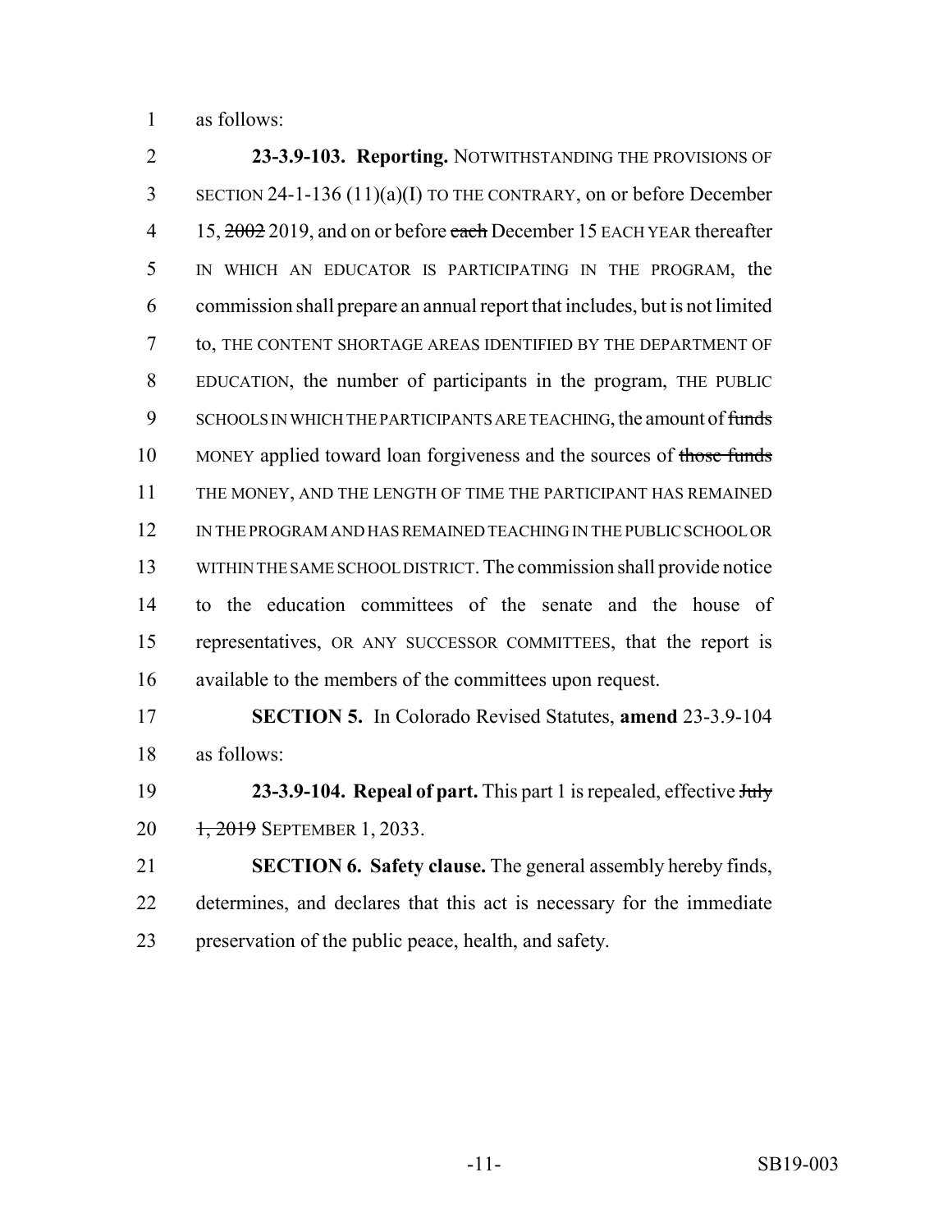as follows:

**23-3.9-103. Reporting.** NOTWITHSTANDING THE PROVISIONS OF SECTION 24-1-136 (11)(a)(I) TO THE CONTRARY, on or before December 15, ~~2002~~ 2019, and on or before ~~each~~ December 15 EACH YEAR thereafter IN WHICH AN EDUCATOR IS PARTICIPATING IN THE PROGRAM, the commission shall prepare an annual report that includes, but is not limited to, THE CONTENT SHORTAGE AREAS IDENTIFIED BY THE DEPARTMENT OF EDUCATION, the number of participants in the program, THE PUBLIC SCHOOLS IN WHICH THE PARTICIPANTS ARE TEACHING, the amount of ~~funds~~ MONEY applied toward loan forgiveness and the sources of ~~those funds~~ THE MONEY, AND THE LENGTH OF TIME THE PARTICIPANT HAS REMAINED IN THE PROGRAM AND HAS REMAINED TEACHING IN THE PUBLIC SCHOOL OR WITHIN THE SAME SCHOOL DISTRICT. The commission shall provide notice to the education committees of the senate and the house of representatives, OR ANY SUCCESSOR COMMITTEES, that the report is available to the members of the committees upon request.

**SECTION 5.** In Colorado Revised Statutes, **amend** 23-3.9-104 as follows:

**23-3.9-104. Repeal of part.** This part 1 is repealed, effective ~~July 1, 2019~~ SEPTEMBER 1, 2033.

**SECTION 6. Safety clause.** The general assembly hereby finds, determines, and declares that this act is necessary for the immediate preservation of the public peace, health, and safety.